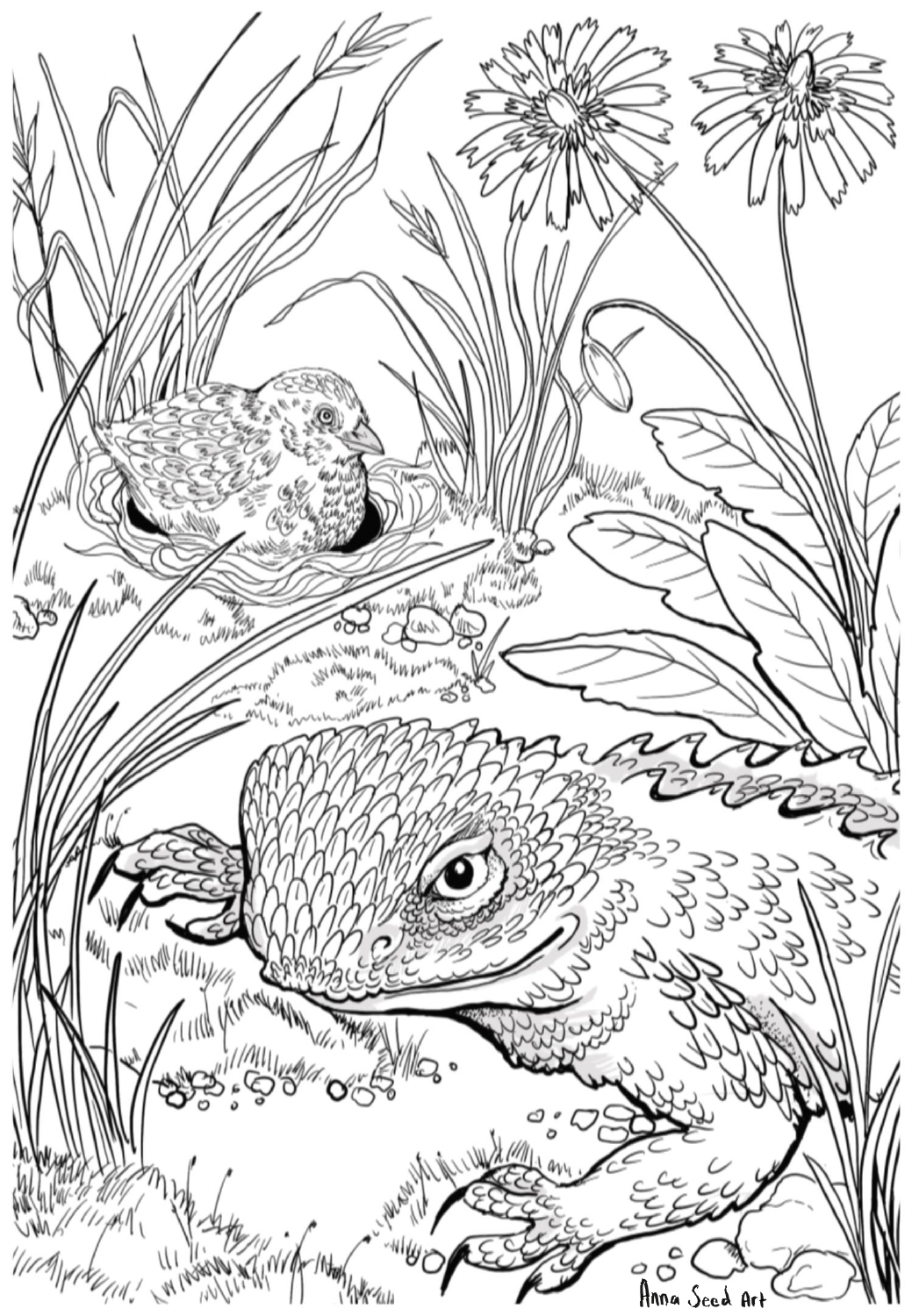Anna Seed Art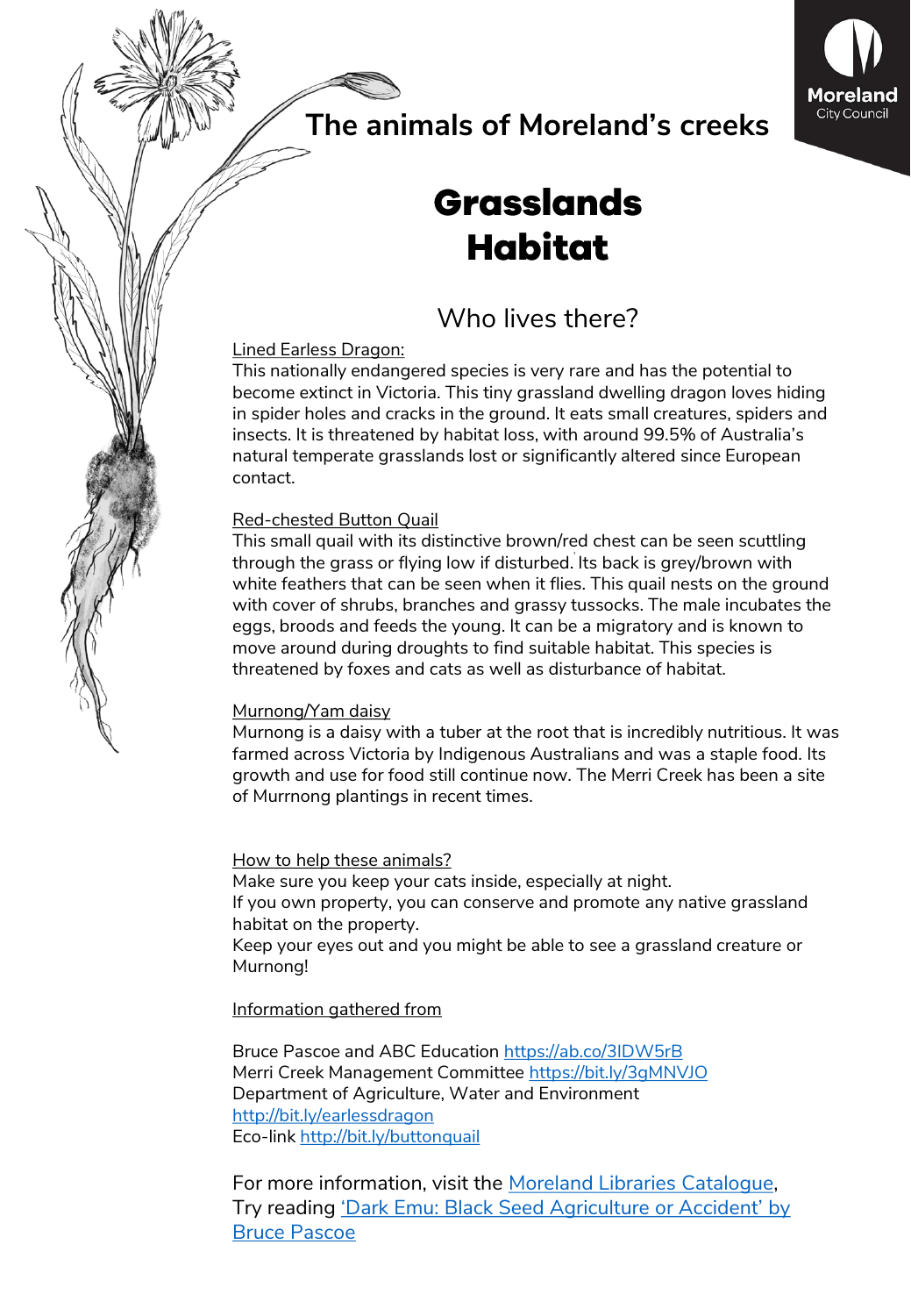Moreland City Council

## The animals of Moreland's creeks

# Grasslands Habitat

## Who lives there?

Lined Earless Dragon:
This nationally endangered species is very rare and has the potential to become extinct in Victoria. This tiny grassland dwelling dragon loves hiding in spider holes and cracks in the ground. It eats small creatures, spiders and insects. It is threatened by habitat loss, with around 99.5% of Australia's natural temperate grasslands lost or significantly altered since European contact.

Red-chested Button Quail
This small quail with its distinctive brown/red chest can be seen scuttling through the grass or flying low if disturbed. Its back is grey/brown with white feathers that can be seen when it flies. This quail nests on the ground with cover of shrubs, branches and grassy tussocks. The male incubates the eggs, broods and feeds the young. It can be a migratory and is known to move around during droughts to find suitable habitat. This species is threatened by foxes and cats as well as disturbance of habitat.

Murnong/Yam daisy
Murnong is a daisy with a tuber at the root that is incredibly nutritious. It was farmed across Victoria by Indigenous Australians and was a staple food. Its growth and use for food still continue now. The Merri Creek has been a site of Murrnong plantings in recent times.

How to help these animals?
Make sure you keep your cats inside, especially at night.
If you own property, you can conserve and promote any native grassland habitat on the property.
Keep your eyes out and you might be able to see a grassland creature or Murnong!

Information gathered from

Bruce Pascoe and ABC Education https://ab.co/3lDW5rB
Merri Creek Management Committee https://bit.ly/3gMNVJO
Department of Agriculture, Water and Environment
http://bit.ly/earlessdragon
Eco-link http://bit.ly/buttonquail

For more information, visit the Moreland Libraries Catalogue,
Try reading 'Dark Emu: Black Seed Agriculture or Accident' by Bruce Pascoe